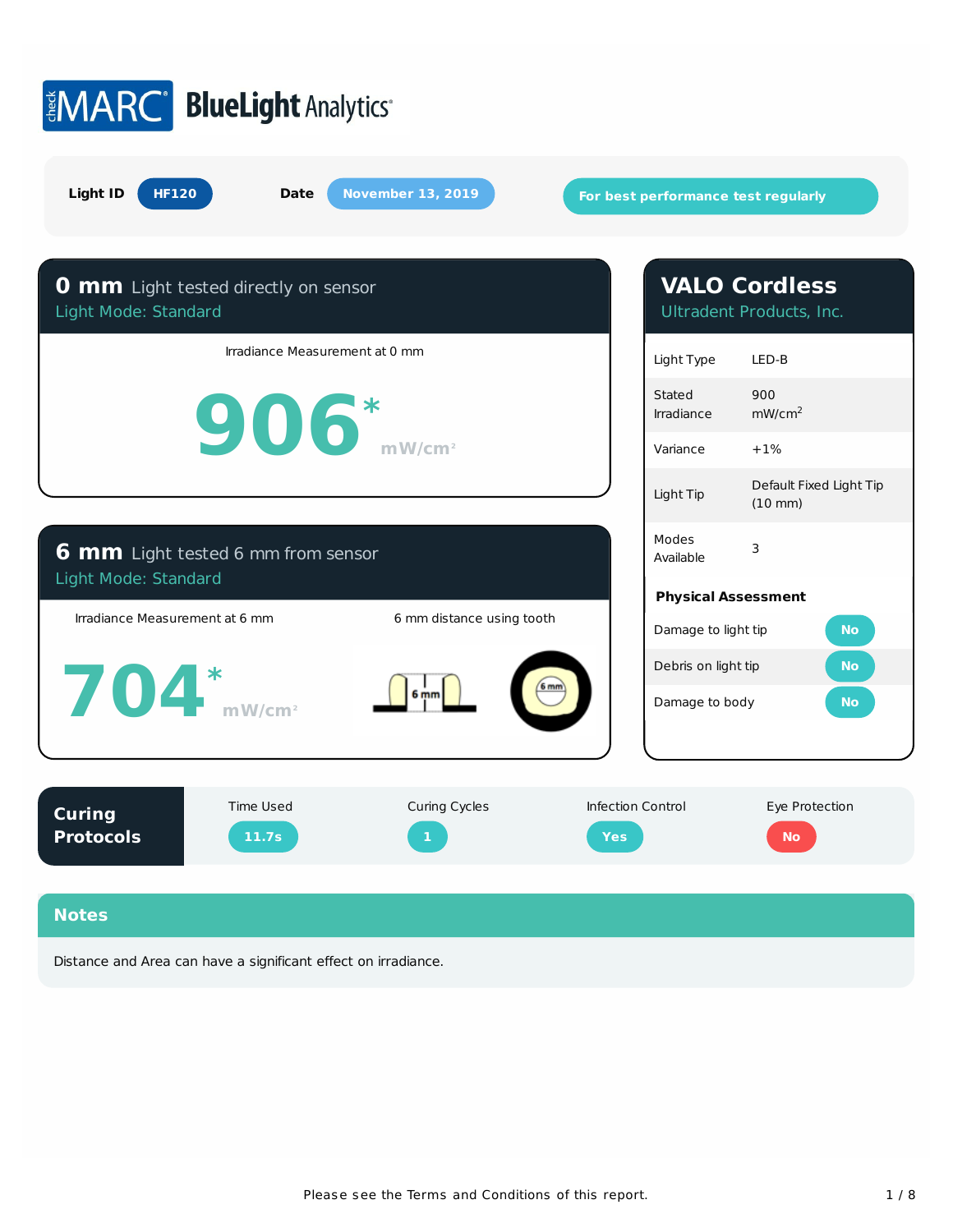checkMARC® BlueLight Analytics®

**Light ID** HF120 **Date** November 13, 2019 **For best performance test regularly**

## 0 mm Light tested directly on sensor

Light Mode: Standard

Irradiance Measurement at 0 mm

**906*** mW/cm²

## 6 mm Light tested 6 mm from sensor

Light Mode: Standard

Irradiance Measurement at 6 mm

**704*** mW/cm²

6 mm distance using tooth

6 mm

## VALO Cordless

Ultradent Products, Inc.

| | |
|---|---|
| Light Type | LED-B |
| Stated Irradiance | 900 $mW/cm^2$ |
| Variance | +1% |
| Light Tip | Default Fixed Light Tip (10 mm) |
| Modes Available | 3 |

### Physical Assessment

| | |
|---|---|
| Damage to light tip | No |
| Debris on light tip | No |
| Damage to body | No |

## Curing Protocols

| Time Used | Curing Cycles | Infection Control | Eye Protection |
|---|---|---|---|
| 11.7s | 1 | Yes | No |

## Notes

Distance and Area can have a significant effect on irradiance.

Please see the Terms and Conditions of this report.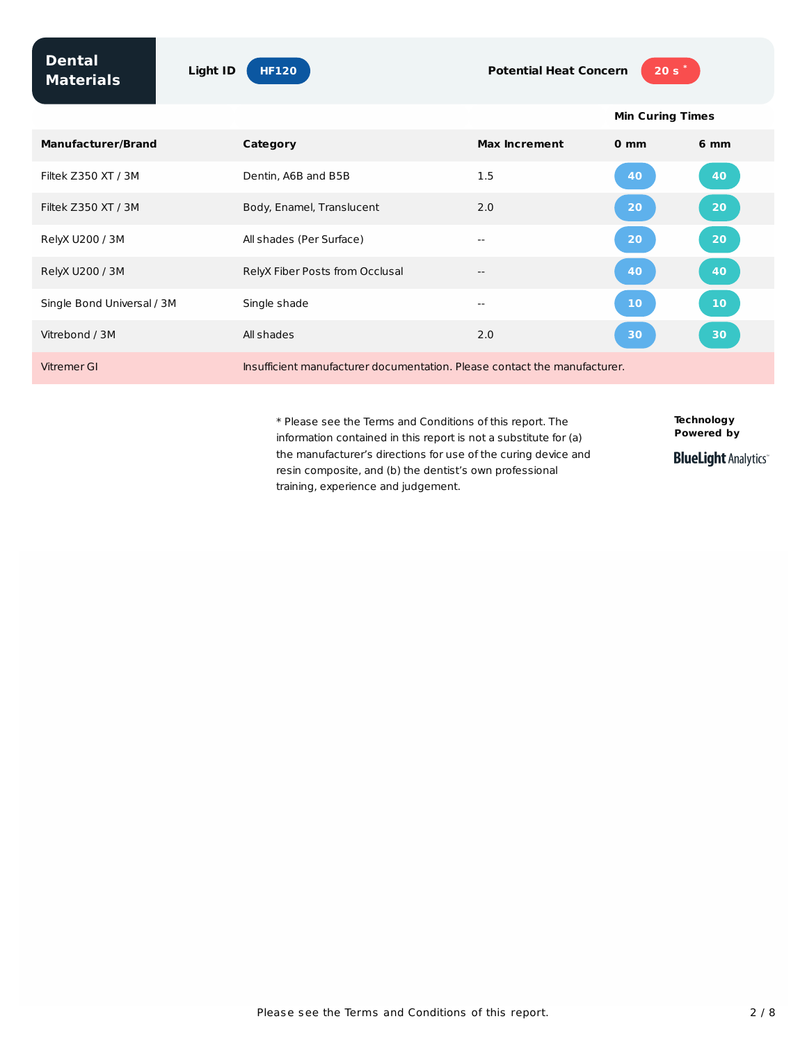## Dental Materials

**Light ID** HF120

**Potential Heat Concern** 20 s *

| | | | Min Curing Times | |
|---|---|---|---|---|
| **Manufacturer/Brand** | **Category** | **Max Increment** | **0 mm** | **6 mm** |
| Filtek Z350 XT / 3M | Dentin, A6B and B5B | 1.5 | 40 | 40 |
| Filtek Z350 XT / 3M | Body, Enamel, Translucent | 2.0 | 20 | 20 |
| RelyX U200 / 3M | All shades (Per Surface) | -- | 20 | 20 |
| RelyX U200 / 3M | RelyX Fiber Posts from Occlusal | -- | 40 | 40 |
| Single Bond Universal / 3M | Single shade | -- | 10 | 10 |
| Vitrebond / 3M | All shades | 2.0 | 30 | 30 |
| Vitremer GI | Insufficient manufacturer documentation. Please contact the manufacturer. | | | |

* Please see the Terms and Conditions of this report. The information contained in this report is not a substitute for (a) the manufacturer's directions for use of the curing device and resin composite, and (b) the dentist's own professional training, experience and judgement.

**Technology Powered by**

BlueLight Analytics™

Please see the Terms and Conditions of this report.